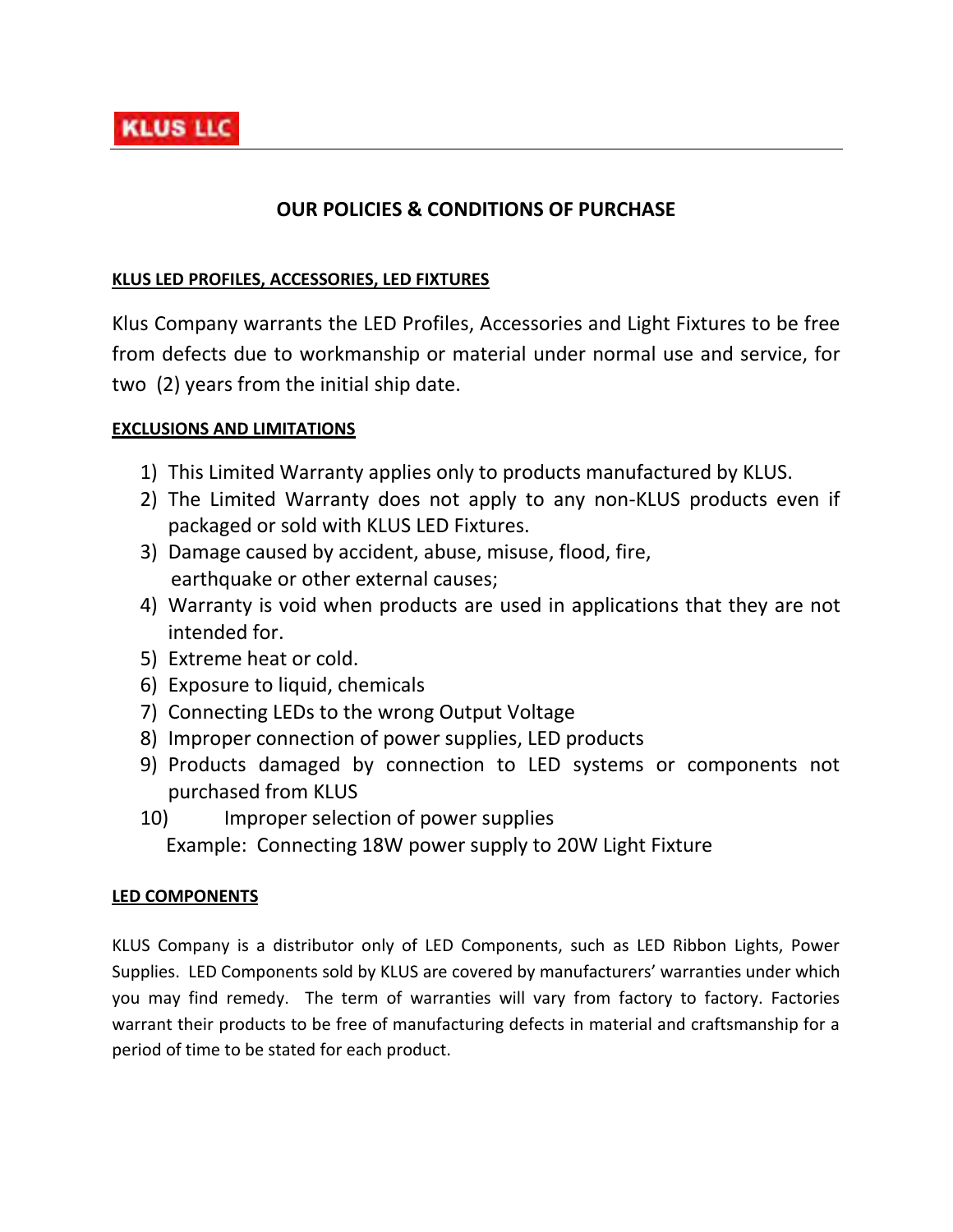KLUS LLC

# OUR POLICIES & CONDITIONS OF PURCHASE

## KLUS LED PROFILES, ACCESSORIES, LED FIXTURES

Klus Company warrants the LED Profiles, Accessories and Light Fixtures to be free from defects due to workmanship or material under normal use and service, for two (2) years from the initial ship date.

## EXCLUSIONS AND LIMITATIONS

1) This Limited Warranty applies only to products manufactured by KLUS.
2) The Limited Warranty does not apply to any non-KLUS products even if packaged or sold with KLUS LED Fixtures.
3) Damage caused by accident, abuse, misuse, flood, fire, earthquake or other external causes;
4) Warranty is void when products are used in applications that they are not intended for.
5) Extreme heat or cold.
6) Exposure to liquid, chemicals
7) Connecting LEDs to the wrong Output Voltage
8) Improper connection of power supplies, LED products
9) Products damaged by connection to LED systems or components not purchased from KLUS
10) Improper selection of power supplies
    Example: Connecting 18W power supply to 20W Light Fixture

## LED COMPONENTS

KLUS Company is a distributor only of LED Components, such as LED Ribbon Lights, Power Supplies. LED Components sold by KLUS are covered by manufacturers' warranties under which you may find remedy. The term of warranties will vary from factory to factory. Factories warrant their products to be free of manufacturing defects in material and craftsmanship for a period of time to be stated for each product.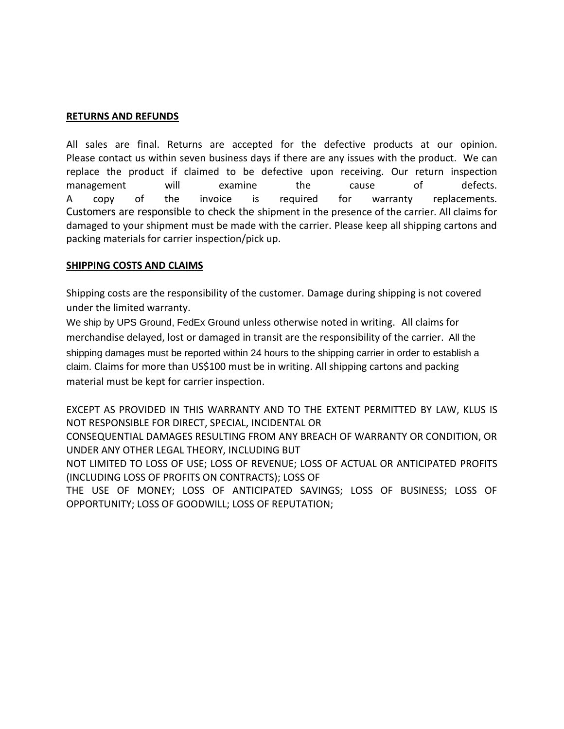**RETURNS AND REFUNDS**

All sales are final. Returns are accepted for the defective products at our opinion. Please contact us within seven business days if there are any issues with the product. We can replace the product if claimed to be defective upon receiving. Our return inspection management will examine the cause of defects.
A copy of the invoice is required for warranty replacements.
Customers are responsible to check the shipment in the presence of the carrier. All claims for damaged to your shipment must be made with the carrier. Please keep all shipping cartons and packing materials for carrier inspection/pick up.

**SHIPPING COSTS AND CLAIMS**

Shipping costs are the responsibility of the customer. Damage during shipping is not covered under the limited warranty.
We ship by UPS Ground, FedEx Ground unless otherwise noted in writing. All claims for merchandise delayed, lost or damaged in transit are the responsibility of the carrier. All the shipping damages must be reported within 24 hours to the shipping carrier in order to establish a claim. Claims for more than US$100 must be in writing. All shipping cartons and packing material must be kept for carrier inspection.

EXCEPT AS PROVIDED IN THIS WARRANTY AND TO THE EXTENT PERMITTED BY LAW, KLUS IS NOT RESPONSIBLE FOR DIRECT, SPECIAL, INCIDENTAL OR
CONSEQUENTIAL DAMAGES RESULTING FROM ANY BREACH OF WARRANTY OR CONDITION, OR UNDER ANY OTHER LEGAL THEORY, INCLUDING BUT
NOT LIMITED TO LOSS OF USE; LOSS OF REVENUE; LOSS OF ACTUAL OR ANTICIPATED PROFITS (INCLUDING LOSS OF PROFITS ON CONTRACTS); LOSS OF
THE USE OF MONEY; LOSS OF ANTICIPATED SAVINGS; LOSS OF BUSINESS; LOSS OF OPPORTUNITY; LOSS OF GOODWILL; LOSS OF REPUTATION;